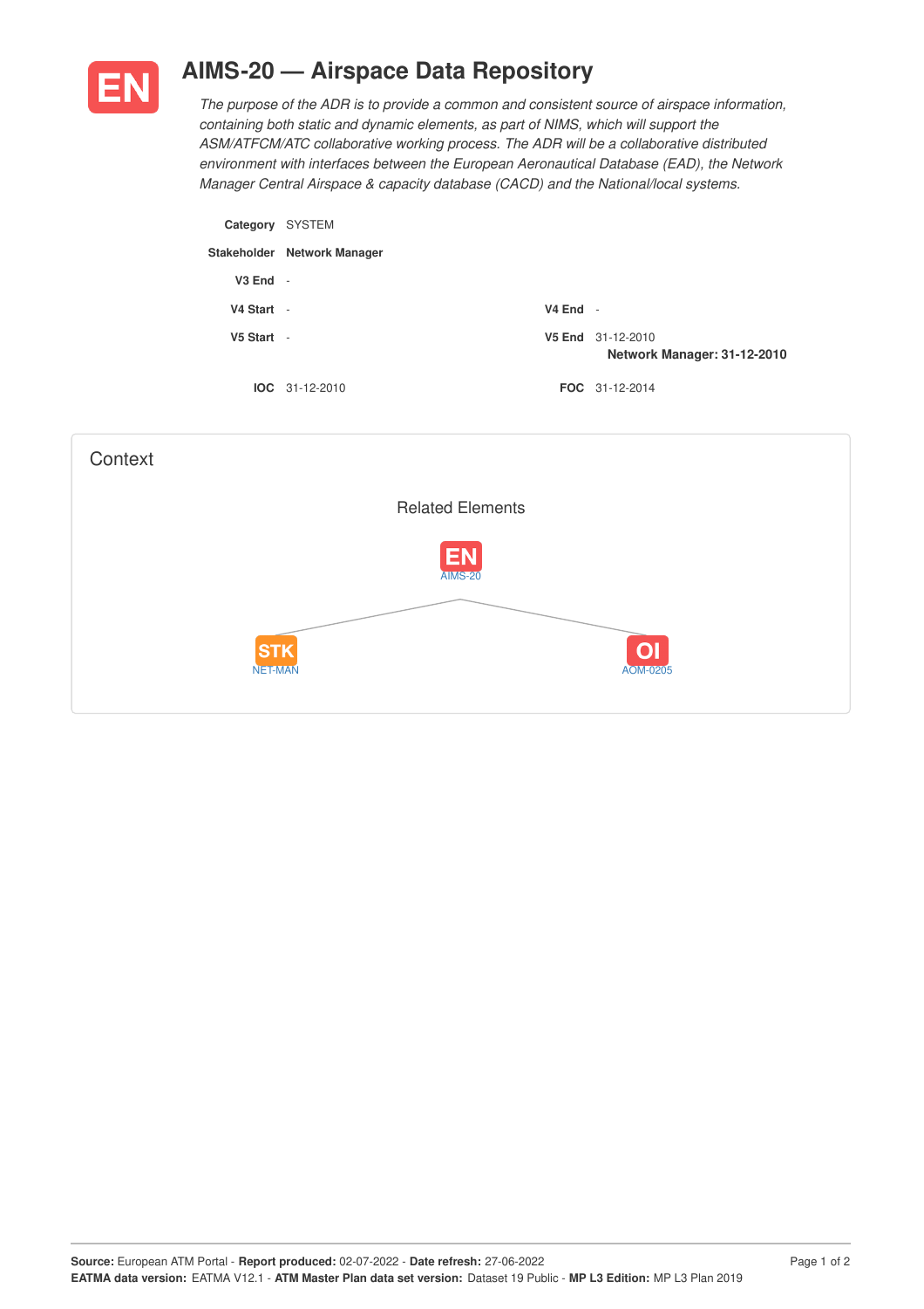# EN AIMS-20 — Airspace Data Repository

*The purpose of the ADR is to provide a common and consistent source of airspace information, containing both static and dynamic elements, as part of NIMS, which will support the ASM/ATFCM/ATC collaborative working process. The ADR will be a collaborative distributed environment with interfaces between the European Aeronautical Database (EAD), the Network Manager Central Airspace & capacity database (CACD) and the National/local systems.*

| | | | |
|---|---|---|---|
| **Category** | SYSTEM | | |
| **Stakeholder** | **Network Manager** | | |
| **V3 End** | - | | |
| **V4 Start** | - | **V4 End** | - |
| **V5 Start** | - | **V5 End** | 31-12-2010<br>**Network Manager: 31-12-2010** |
| **IOC** | 31-12-2010 | **FOC** | 31-12-2014 |

## Context

### Related Elements

- EN AIMS-20
  - STK NET-MAN
  - OI AOM-0205

**Source:** European ATM Portal - **Report produced:** 02-07-2022 - **Date refresh:** 27-06-2022
**EATMA data version:** EATMA V12.1 - **ATM Master Plan data set version:** Dataset 19 Public - **MP L3 Edition:** MP L3 Plan 2019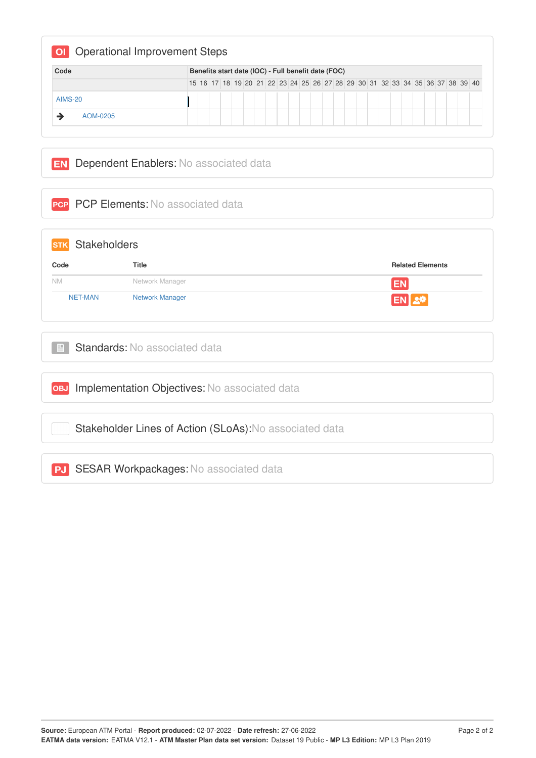## OI Operational Improvement Steps

| Code | Benefits start date (IOC) - Full benefit date (FOC) | | | | | | | | | | | | | | | | | | | | | | | | | |
|---|---|---|---|---|---|---|---|---|---|---|---|---|---|---|---|---|---|---|---|---|---|---|---|---|---|---|
| | 15 | 16 | 17 | 18 | 19 | 20 | 21 | 22 | 23 | 24 | 25 | 26 | 27 | 28 | 29 | 30 | 31 | 32 | 33 | 34 | 35 | 36 | 37 | 38 | 39 | 40 |
| AIMS-20 | | | | | | | | | | | | | | | | | | | | | | | | | | |
| → AOM-0205 | | | | | | | | | | | | | | | | | | | | | | | | | | |

## EN Dependent Enablers: No associated data

## PCP PCP Elements: No associated data

## STK Stakeholders

| Code | Title | Related Elements |
|---|---|---|
| NM | Network Manager | EN |
| NET-MAN | Network Manager | EN |

## Standards: No associated data

## OBJ Implementation Objectives: No associated data

## Stakeholder Lines of Action (SLoAs): No associated data

## PJ SESAR Workpackages: No associated data

**Source:** European ATM Portal - **Report produced:** 02-07-2022 - **Date refresh:** 27-06-2022
**EATMA data version:** EATMA V12.1 - **ATM Master Plan data set version:** Dataset 19 Public - **MP L3 Edition:** MP L3 Plan 2019